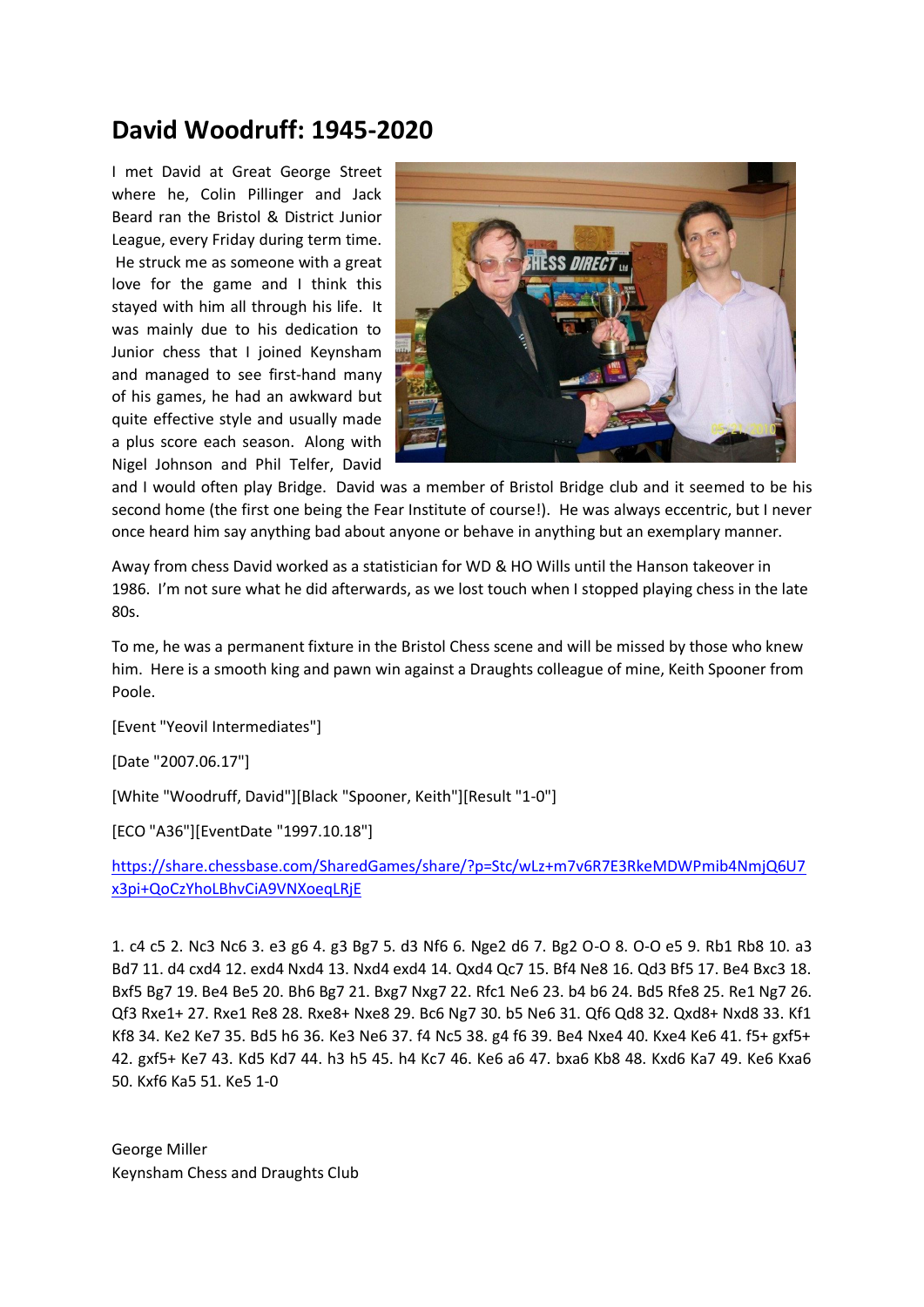# David Woodruff: 1945-2020

I met David at Great George Street where he, Colin Pillinger and Jack Beard ran the Bristol & District Junior League, every Friday during term time. He struck me as someone with a great love for the game and I think this stayed with him all through his life. It was mainly due to his dedication to Junior chess that I joined Keynsham and managed to see first-hand many of his games, he had an awkward but quite effective style and usually made a plus score each season. Along with Nigel Johnson and Phil Telfer, David and I would often play Bridge. David was a member of Bristol Bridge club and it seemed to be his second home (the first one being the Fear Institute of course!). He was always eccentric, but I never once heard him say anything bad about anyone or behave in anything but an exemplary manner.

Away from chess David worked as a statistician for WD & HO Wills until the Hanson takeover in 1986. I'm not sure what he did afterwards, as we lost touch when I stopped playing chess in the late 80s.

To me, he was a permanent fixture in the Bristol Chess scene and will be missed by those who knew him. Here is a smooth king and pawn win against a Draughts colleague of mine, Keith Spooner from Poole.

[Event "Yeovil Intermediates"]

[Date "2007.06.17"]

[White "Woodruff, David"][Black "Spooner, Keith"][Result "1-0"]

[ECO "A36"][EventDate "1997.10.18"]

https://share.chessbase.com/SharedGames/share/?p=Stc/wLz+m7v6R7E3RkeMDWPmib4NmjQ6U7x3pi+QoCzYhoLBhvCiA9VNXoeqLRjE

1. c4 c5 2. Nc3 Nc6 3. e3 g6 4. g3 Bg7 5. d3 Nf6 6. Nge2 d6 7. Bg2 O-O 8. O-O e5 9. Rb1 Rb8 10. a3 Bd7 11. d4 cxd4 12. exd4 Nxd4 13. Nxd4 exd4 14. Qxd4 Qc7 15. Bf4 Ne8 16. Qd3 Bf5 17. Be4 Bxc3 18. Bxf5 Bg7 19. Be4 Be5 20. Bh6 Bg7 21. Bxg7 Nxg7 22. Rfc1 Ne6 23. b4 b6 24. Bd5 Rfe8 25. Re1 Ng7 26. Qf3 Rxe1+ 27. Rxe1 Re8 28. Rxe8+ Nxe8 29. Bc6 Ng7 30. b5 Ne6 31. Qf6 Qd8 32. Qxd8+ Nxd8 33. Kf1 Kf8 34. Ke2 Ke7 35. Bd5 h6 36. Ke3 Ne6 37. f4 Nc5 38. g4 f6 39. Be4 Nxe4 40. Kxe4 Ke6 41. f5+ gxf5+ 42. gxf5+ Ke7 43. Kd5 Kd7 44. h3 h5 45. h4 Kc7 46. Ke6 a6 47. bxa6 Kb8 48. Kxd6 Ka7 49. Ke6 Kxa6 50. Kxf6 Ka5 51. Ke5 1-0

George Miller
Keynsham Chess and Draughts Club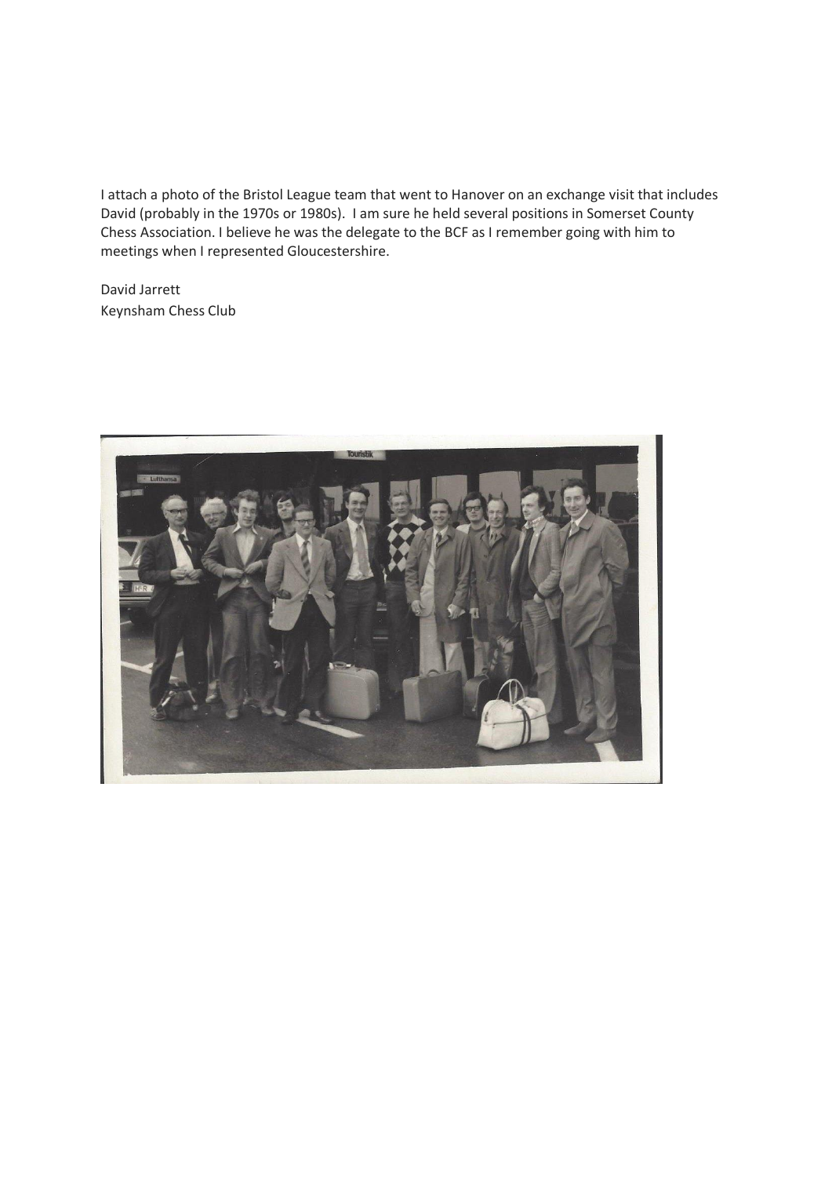I attach a photo of the Bristol League team that went to Hanover on an exchange visit that includes David (probably in the 1970s or 1980s). I am sure he held several positions in Somerset County Chess Association. I believe he was the delegate to the BCF as I remember going with him to meetings when I represented Gloucestershire.

David Jarrett
Keynsham Chess Club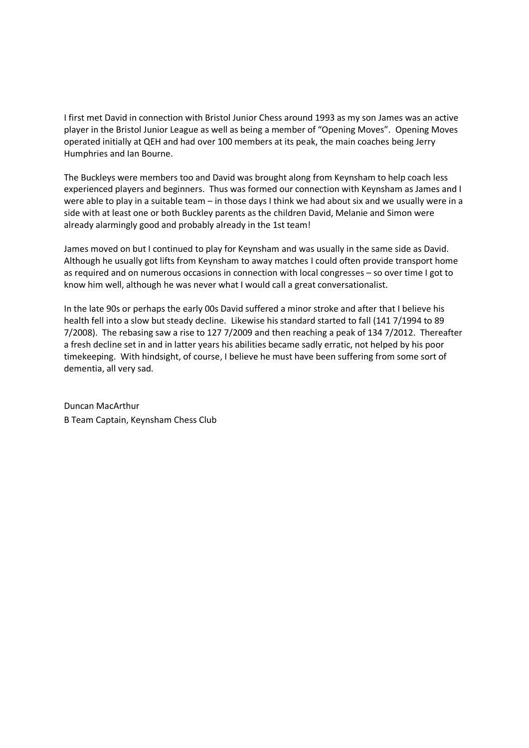I first met David in connection with Bristol Junior Chess around 1993 as my son James was an active player in the Bristol Junior League as well as being a member of "Opening Moves". Opening Moves operated initially at QEH and had over 100 members at its peak, the main coaches being Jerry Humphries and Ian Bourne.

The Buckleys were members too and David was brought along from Keynsham to help coach less experienced players and beginners. Thus was formed our connection with Keynsham as James and I were able to play in a suitable team – in those days I think we had about six and we usually were in a side with at least one or both Buckley parents as the children David, Melanie and Simon were already alarmingly good and probably already in the 1st team!

James moved on but I continued to play for Keynsham and was usually in the same side as David. Although he usually got lifts from Keynsham to away matches I could often provide transport home as required and on numerous occasions in connection with local congresses – so over time I got to know him well, although he was never what I would call a great conversationalist.

In the late 90s or perhaps the early 00s David suffered a minor stroke and after that I believe his health fell into a slow but steady decline. Likewise his standard started to fall (141 7/1994 to 89 7/2008). The rebasing saw a rise to 127 7/2009 and then reaching a peak of 134 7/2012. Thereafter a fresh decline set in and in latter years his abilities became sadly erratic, not helped by his poor timekeeping. With hindsight, of course, I believe he must have been suffering from some sort of dementia, all very sad.

Duncan MacArthur
B Team Captain, Keynsham Chess Club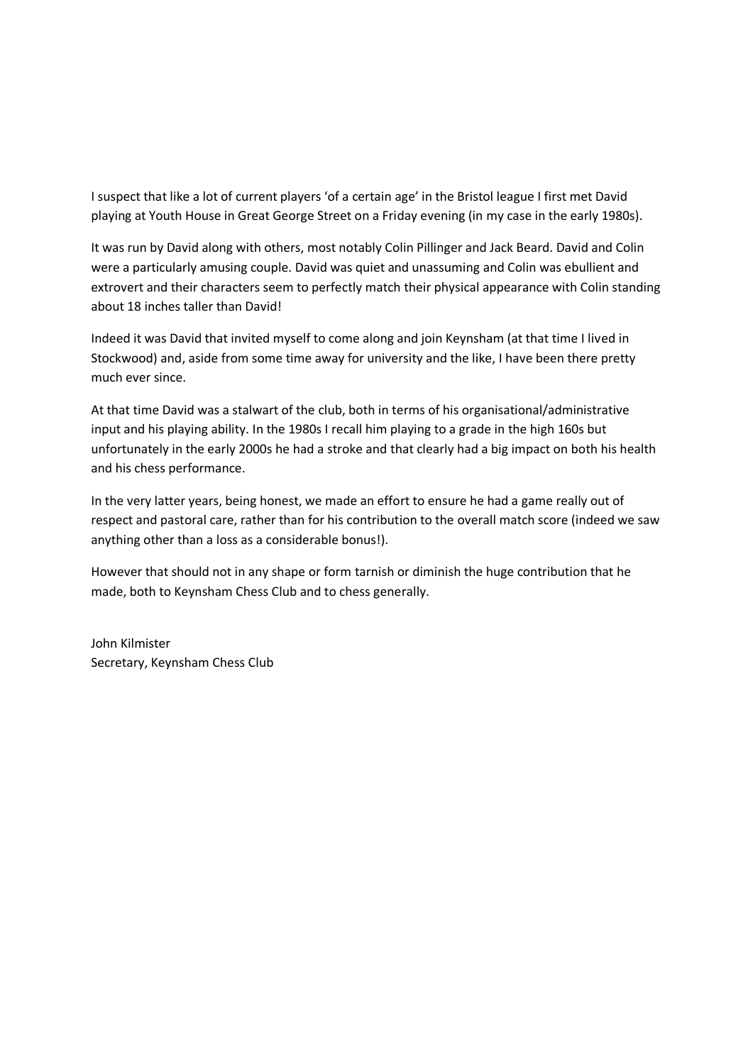I suspect that like a lot of current players 'of a certain age' in the Bristol league I first met David playing at Youth House in Great George Street on a Friday evening (in my case in the early 1980s).

It was run by David along with others, most notably Colin Pillinger and Jack Beard. David and Colin were a particularly amusing couple. David was quiet and unassuming and Colin was ebullient and extrovert and their characters seem to perfectly match their physical appearance with Colin standing about 18 inches taller than David!

Indeed it was David that invited myself to come along and join Keynsham (at that time I lived in Stockwood) and, aside from some time away for university and the like, I have been there pretty much ever since.

At that time David was a stalwart of the club, both in terms of his organisational/administrative input and his playing ability. In the 1980s I recall him playing to a grade in the high 160s but unfortunately in the early 2000s he had a stroke and that clearly had a big impact on both his health and his chess performance.

In the very latter years, being honest, we made an effort to ensure he had a game really out of respect and pastoral care, rather than for his contribution to the overall match score (indeed we saw anything other than a loss as a considerable bonus!).

However that should not in any shape or form tarnish or diminish the huge contribution that he made, both to Keynsham Chess Club and to chess generally.

John Kilmister
Secretary, Keynsham Chess Club